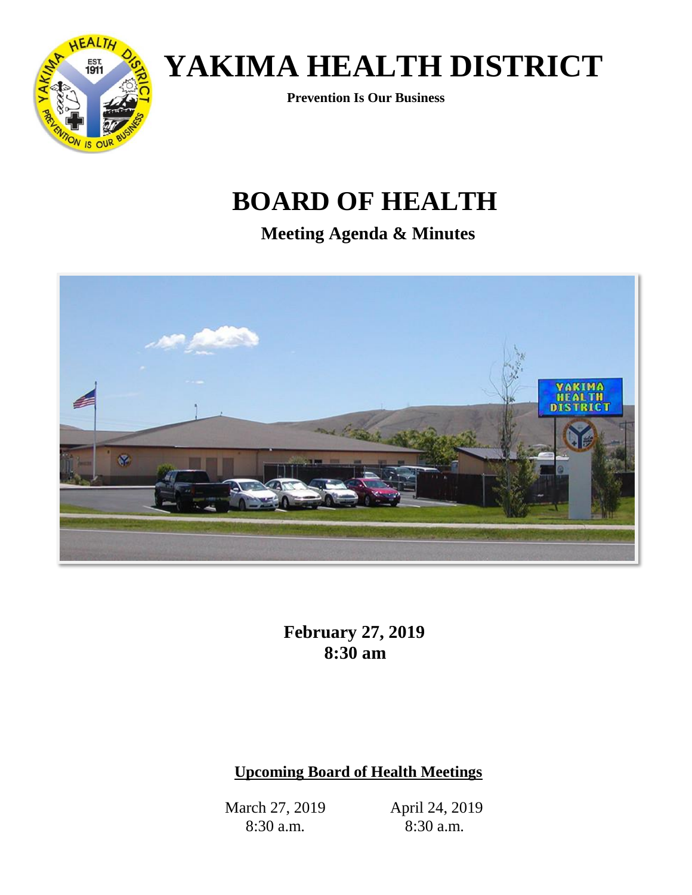# YAKIMA HEALTH DISTRICT

**Prevention Is Our Business**

# BOARD OF HEALTH

## Meeting Agenda & Minutes

**February 27, 2019**
**8:30 am**

**Upcoming Board of Health Meetings**

March 27, 2019
8:30 a.m.

April 24, 2019
8:30 a.m.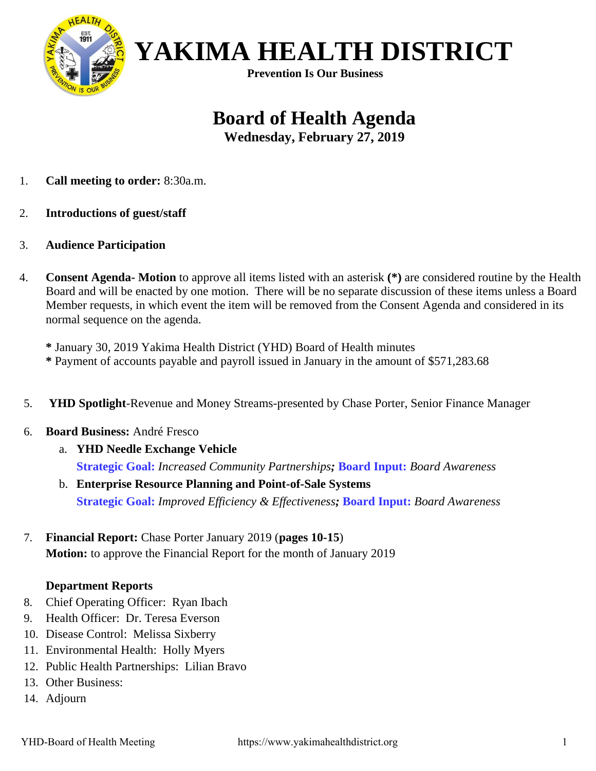# YAKIMA HEALTH DISTRICT

**Prevention Is Our Business**

## Board of Health Agenda

**Wednesday, February 27, 2019**

1. **Call meeting to order:** 8:30a.m.

2. **Introductions of guest/staff**

3. **Audience Participation**

4. **Consent Agenda- Motion** to approve all items listed with an asterisk **(*)** are considered routine by the Health Board and will be enacted by one motion. There will be no separate discussion of these items unless a Board Member requests, in which event the item will be removed from the Consent Agenda and considered in its normal sequence on the agenda.

   **\*** January 30, 2019 Yakima Health District (YHD) Board of Health minutes
   **\*** Payment of accounts payable and payroll issued in January in the amount of $571,283.68

5. **YHD Spotlight**-Revenue and Money Streams-presented by Chase Porter, Senior Finance Manager

6. **Board Business:** André Fresco
   a. **YHD Needle Exchange Vehicle**
      **Strategic Goal:** *Increased Community Partnerships*; **Board Input:** *Board Awareness*
   b. **Enterprise Resource Planning and Point-of-Sale Systems**
      **Strategic Goal:** *Improved Efficiency & Effectiveness*; **Board Input:** *Board Awareness*

7. **Financial Report:** Chase Porter January 2019 (**pages 10-15**)
   **Motion:** to approve the Financial Report for the month of January 2019

   **Department Reports**

8. Chief Operating Officer: Ryan Ibach
9. Health Officer: Dr. Teresa Everson
10. Disease Control: Melissa Sixberry
11. Environmental Health: Holly Myers
12. Public Health Partnerships: Lilian Bravo
13. Other Business:
14. Adjourn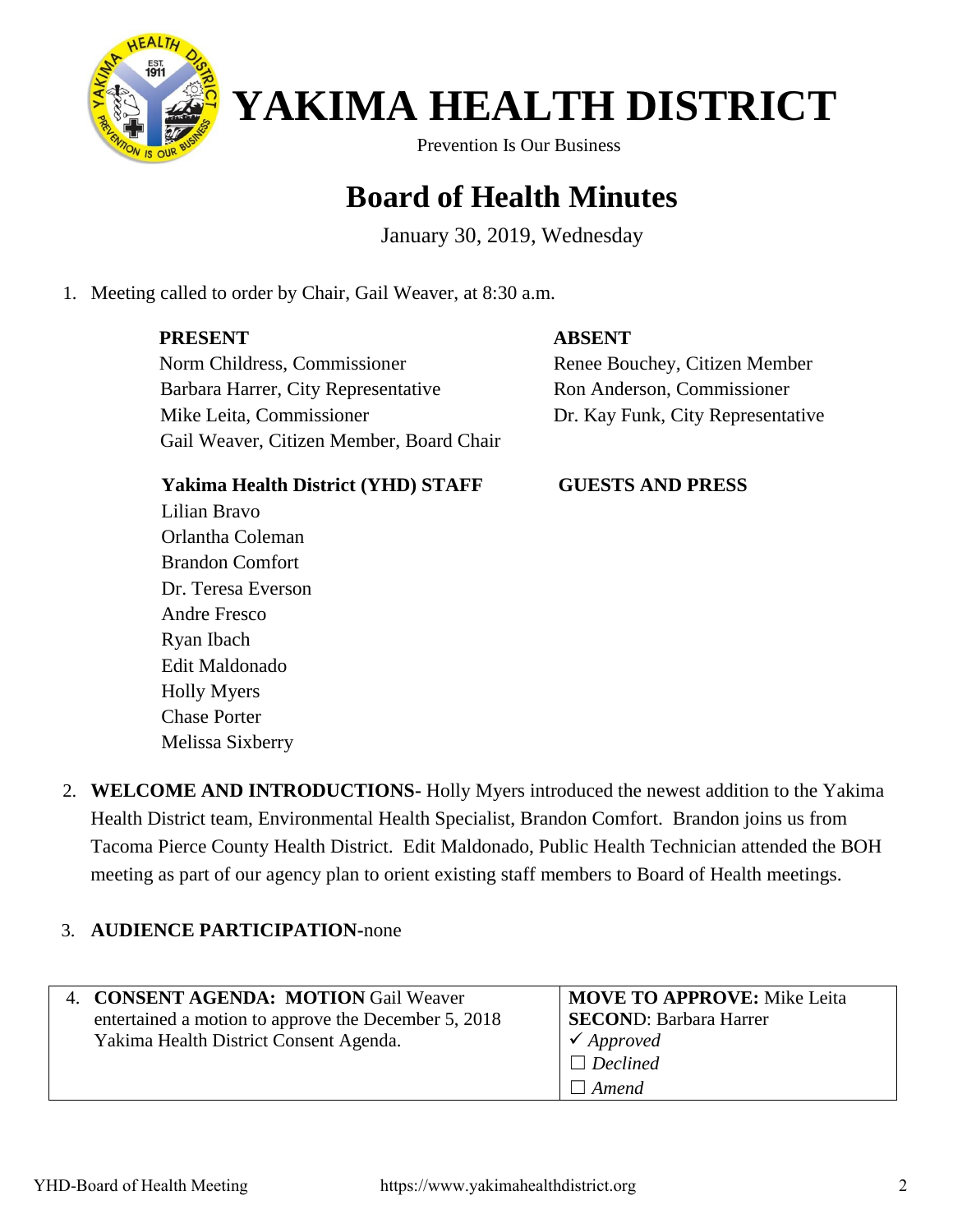# YAKIMA HEALTH DISTRICT

Prevention Is Our Business

## Board of Health Minutes

January 30, 2019, Wednesday

1. Meeting called to order by Chair, Gail Weaver, at 8:30 a.m.

**PRESENT**
Norm Childress, Commissioner
Barbara Harrer, City Representative
Mike Leita, Commissioner
Gail Weaver, Citizen Member, Board Chair

**ABSENT**
Renee Bouchey, Citizen Member
Ron Anderson, Commissioner
Dr. Kay Funk, City Representative

**Yakima Health District (YHD) STAFF**
Lilian Bravo
Orlantha Coleman
Brandon Comfort
Dr. Teresa Everson
Andre Fresco
Ryan Ibach
Edit Maldonado
Holly Myers
Chase Porter
Melissa Sixberry

**GUESTS AND PRESS**

2. **WELCOME AND INTRODUCTIONS-** Holly Myers introduced the newest addition to the Yakima Health District team, Environmental Health Specialist, Brandon Comfort. Brandon joins us from Tacoma Pierce County Health District. Edit Maldonado, Public Health Technician attended the BOH meeting as part of our agency plan to orient existing staff members to Board of Health meetings.

3. **AUDIENCE PARTICIPATION-**none

| | |
|---|---|
| 4. **CONSENT AGENDA: MOTION** Gail Weaver entertained a motion to approve the December 5, 2018 Yakima Health District Consent Agenda. | **MOVE TO APPROVE:** Mike Leita<br>**SECOND**: Barbara Harrer<br>✓ *Approved*<br>☐ *Declined*<br>☐ *Amend* |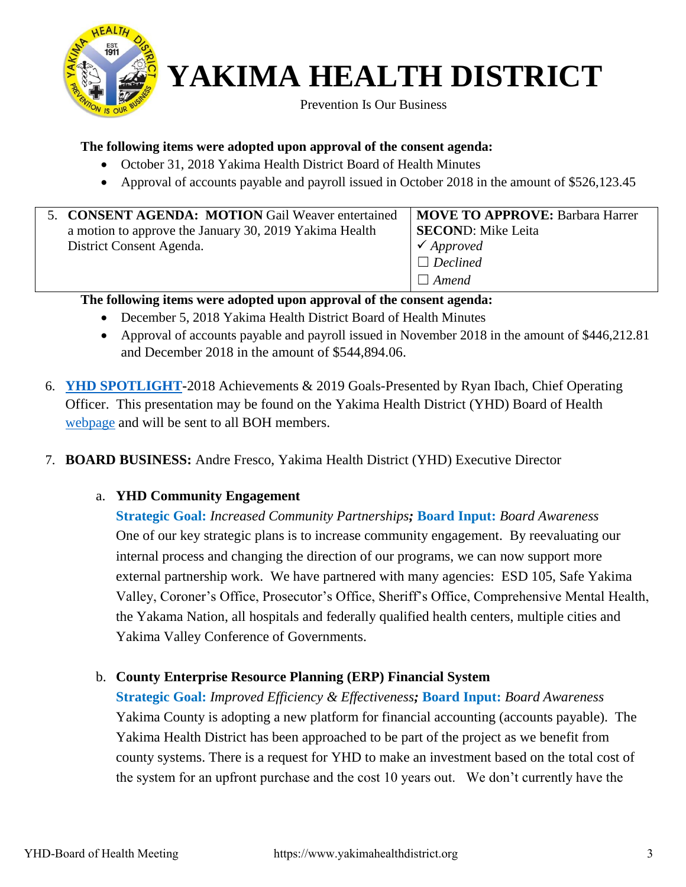# YAKIMA HEALTH DISTRICT

Prevention Is Our Business

**The following items were adopted upon approval of the consent agenda:**

- October 31, 2018 Yakima Health District Board of Health Minutes
- Approval of accounts payable and payroll issued in October 2018 in the amount of $526,123.45

| 5. **CONSENT AGENDA: MOTION** Gail Weaver entertained a motion to approve the January 30, 2019 Yakima Health District Consent Agenda. | **MOVE TO APPROVE:** Barbara Harrer<br>**SECOND**: Mike Leita<br>✓ *Approved*<br>☐ *Declined*<br>☐ *Amend* |
|---|---|

**The following items were adopted upon approval of the consent agenda:**

- December 5, 2018 Yakima Health District Board of Health Minutes
- Approval of accounts payable and payroll issued in November 2018 in the amount of $446,212.81 and December 2018 in the amount of $544,894.06.

6. **YHD SPOTLIGHT-**2018 Achievements & 2019 Goals-Presented by Ryan Ibach, Chief Operating Officer. This presentation may be found on the Yakima Health District (YHD) Board of Health webpage and will be sent to all BOH members.

7. **BOARD BUSINESS:** Andre Fresco, Yakima Health District (YHD) Executive Director

   a. **YHD Community Engagement**

   **Strategic Goal:** *Increased Community Partnerships***;** **Board Input:** *Board Awareness*
   One of our key strategic plans is to increase community engagement. By reevaluating our internal process and changing the direction of our programs, we can now support more external partnership work. We have partnered with many agencies: ESD 105, Safe Yakima Valley, Coroner's Office, Prosecutor's Office, Sheriff's Office, Comprehensive Mental Health, the Yakama Nation, all hospitals and federally qualified health centers, multiple cities and Yakima Valley Conference of Governments.

   b. **County Enterprise Resource Planning (ERP) Financial System**

   **Strategic Goal:** *Improved Efficiency & Effectiveness***;** **Board Input:** *Board Awareness*
   Yakima County is adopting a new platform for financial accounting (accounts payable). The Yakima Health District has been approached to be part of the project as we benefit from county systems. There is a request for YHD to make an investment based on the total cost of the system for an upfront purchase and the cost 10 years out. We don't currently have the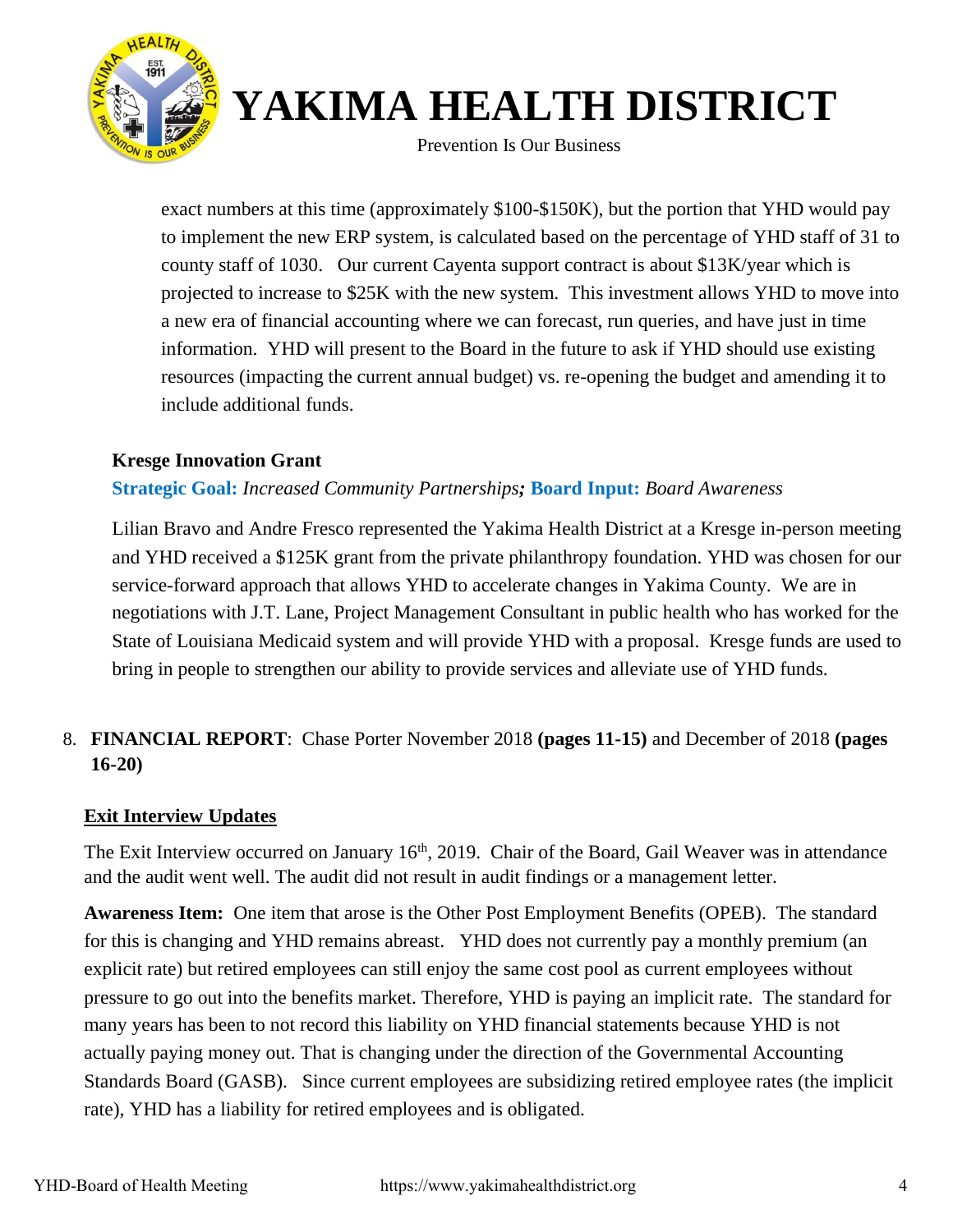exact numbers at this time (approximately $100-$150K), but the portion that YHD would pay to implement the new ERP system, is calculated based on the percentage of YHD staff of 31 to county staff of 1030. Our current Cayenta support contract is about $13K/year which is projected to increase to $25K with the new system. This investment allows YHD to move into a new era of financial accounting where we can forecast, run queries, and have just in time information. YHD will present to the Board in the future to ask if YHD should use existing resources (impacting the current annual budget) vs. re-opening the budget and amending it to include additional funds.

**Kresge Innovation Grant**

**Strategic Goal:** *Increased Community Partnerships*; **Board Input:** *Board Awareness*

Lilian Bravo and Andre Fresco represented the Yakima Health District at a Kresge in-person meeting and YHD received a $125K grant from the private philanthropy foundation. YHD was chosen for our service-forward approach that allows YHD to accelerate changes in Yakima County. We are in negotiations with J.T. Lane, Project Management Consultant in public health who has worked for the State of Louisiana Medicaid system and will provide YHD with a proposal. Kresge funds are used to bring in people to strengthen our ability to provide services and alleviate use of YHD funds.

8. **FINANCIAL REPORT**: Chase Porter November 2018 **(pages 11-15)** and December of 2018 **(pages 16-20)**

**Exit Interview Updates**

The Exit Interview occurred on January 16th, 2019. Chair of the Board, Gail Weaver was in attendance and the audit went well. The audit did not result in audit findings or a management letter.

**Awareness Item:** One item that arose is the Other Post Employment Benefits (OPEB). The standard for this is changing and YHD remains abreast. YHD does not currently pay a monthly premium (an explicit rate) but retired employees can still enjoy the same cost pool as current employees without pressure to go out into the benefits market. Therefore, YHD is paying an implicit rate. The standard for many years has been to not record this liability on YHD financial statements because YHD is not actually paying money out. That is changing under the direction of the Governmental Accounting Standards Board (GASB). Since current employees are subsidizing retired employee rates (the implicit rate), YHD has a liability for retired employees and is obligated.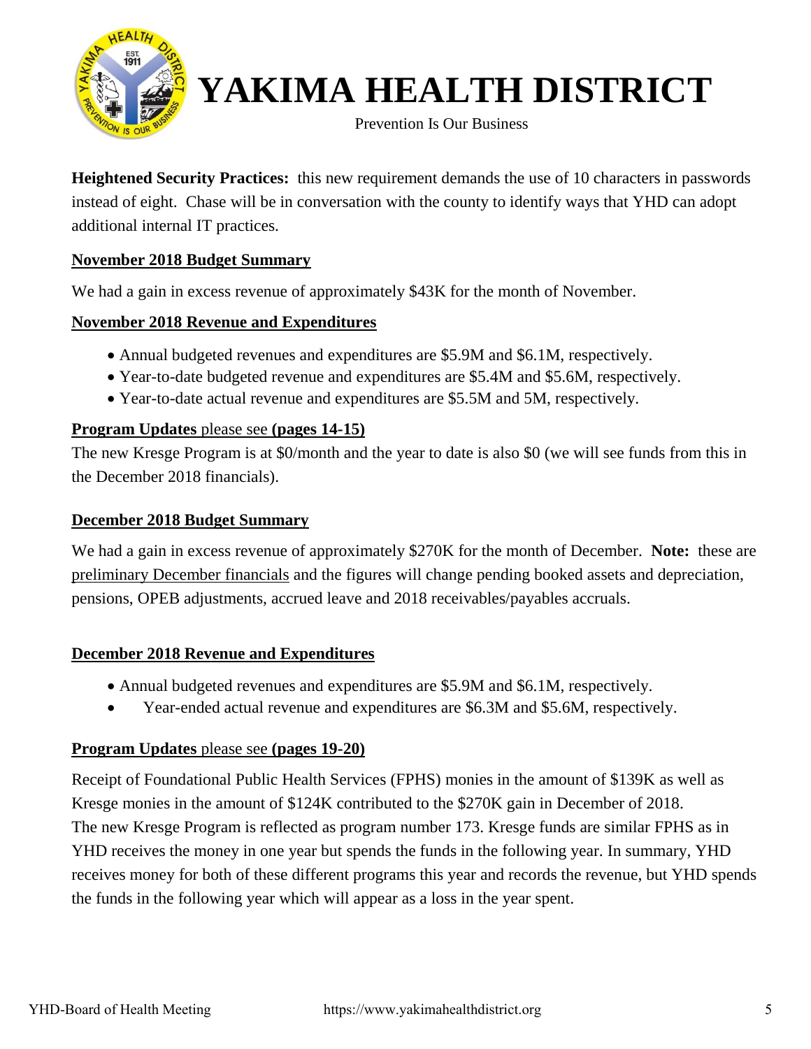**Heightened Security Practices:** this new requirement demands the use of 10 characters in passwords instead of eight. Chase will be in conversation with the county to identify ways that YHD can adopt additional internal IT practices.

**November 2018 Budget Summary**

We had a gain in excess revenue of approximately $43K for the month of November.

**November 2018 Revenue and Expenditures**

- Annual budgeted revenues and expenditures are $5.9M and $6.1M, respectively.
- Year-to-date budgeted revenue and expenditures are $5.4M and $5.6M, respectively.
- Year-to-date actual revenue and expenditures are $5.5M and 5M, respectively.

**Program Updates** please see **(pages 14-15)**

The new Kresge Program is at $0/month and the year to date is also $0 (we will see funds from this in the December 2018 financials).

**December 2018 Budget Summary**

We had a gain in excess revenue of approximately $270K for the month of December. **Note:** these are preliminary December financials and the figures will change pending booked assets and depreciation, pensions, OPEB adjustments, accrued leave and 2018 receivables/payables accruals.

**December 2018 Revenue and Expenditures**

- Annual budgeted revenues and expenditures are $5.9M and $6.1M, respectively.
- Year-ended actual revenue and expenditures are $6.3M and $5.6M, respectively.

**Program Updates** please see **(pages 19-20)**

Receipt of Foundational Public Health Services (FPHS) monies in the amount of $139K as well as Kresge monies in the amount of $124K contributed to the $270K gain in December of 2018. The new Kresge Program is reflected as program number 173. Kresge funds are similar FPHS as in YHD receives the money in one year but spends the funds in the following year. In summary, YHD receives money for both of these different programs this year and records the revenue, but YHD spends the funds in the following year which will appear as a loss in the year spent.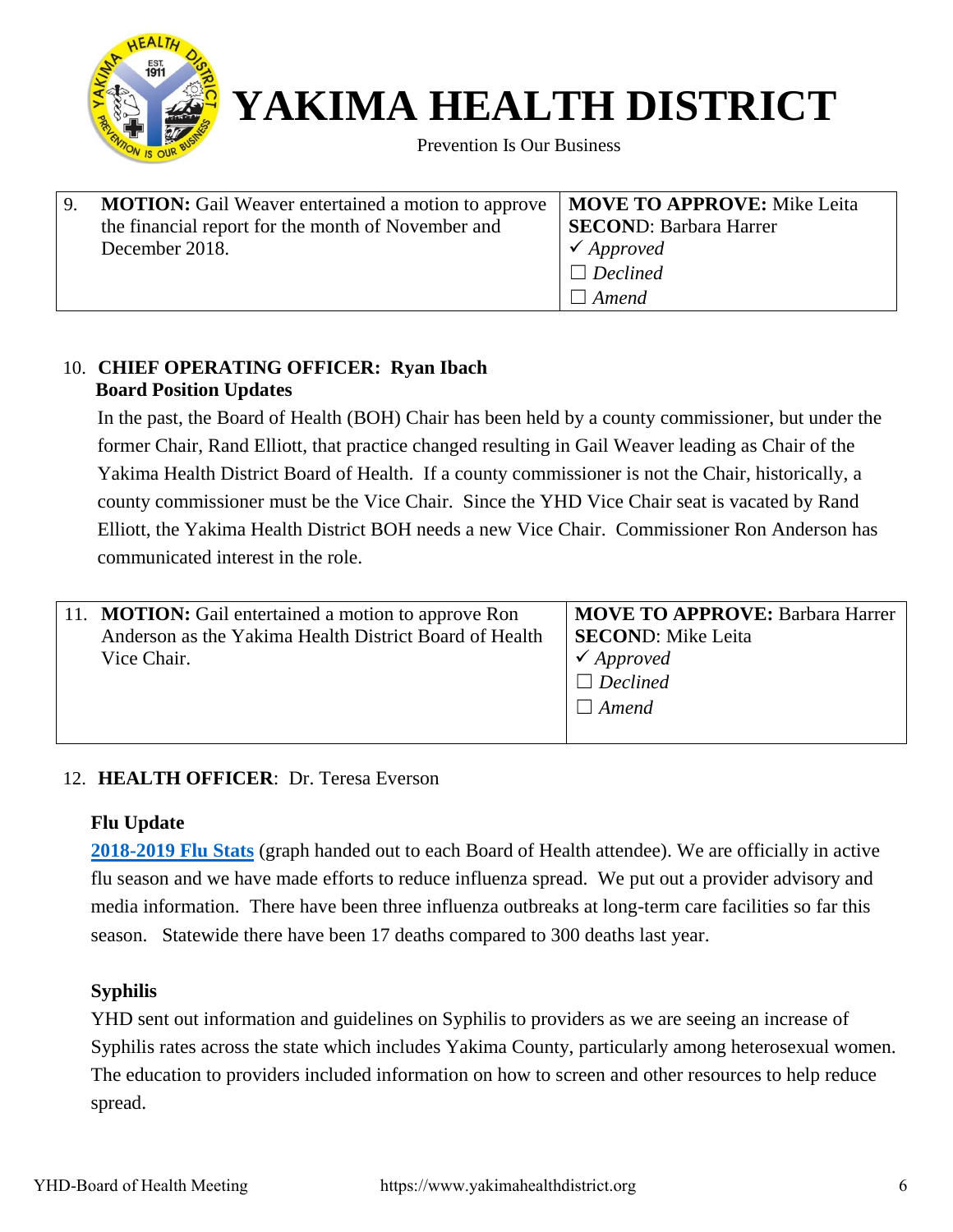| 9. **MOTION:** Gail Weaver entertained a motion to approve the financial report for the month of November and December 2018. | **MOVE TO APPROVE:** Mike Leita<br>**SECOND**: Barbara Harrer<br>✓ *Approved*<br>☐ *Declined*<br>☐ *Amend* |
|---|---|

10. **CHIEF OPERATING OFFICER: Ryan Ibach**

**Board Position Updates**

In the past, the Board of Health (BOH) Chair has been held by a county commissioner, but under the former Chair, Rand Elliott, that practice changed resulting in Gail Weaver leading as Chair of the Yakima Health District Board of Health. If a county commissioner is not the Chair, historically, a county commissioner must be the Vice Chair. Since the YHD Vice Chair seat is vacated by Rand Elliott, the Yakima Health District BOH needs a new Vice Chair. Commissioner Ron Anderson has communicated interest in the role.

| 11. **MOTION:** Gail entertained a motion to approve Ron Anderson as the Yakima Health District Board of Health Vice Chair. | **MOVE TO APPROVE:** Barbara Harrer<br>**SECOND**: Mike Leita<br>✓ *Approved*<br>☐ *Declined*<br>☐ *Amend* |
|---|---|

12. **HEALTH OFFICER**: Dr. Teresa Everson

**Flu Update**

**2018-2019 Flu Stats** (graph handed out to each Board of Health attendee). We are officially in active flu season and we have made efforts to reduce influenza spread. We put out a provider advisory and media information. There have been three influenza outbreaks at long-term care facilities so far this season. Statewide there have been 17 deaths compared to 300 deaths last year.

**Syphilis**

YHD sent out information and guidelines on Syphilis to providers as we are seeing an increase of Syphilis rates across the state which includes Yakima County, particularly among heterosexual women. The education to providers included information on how to screen and other resources to help reduce spread.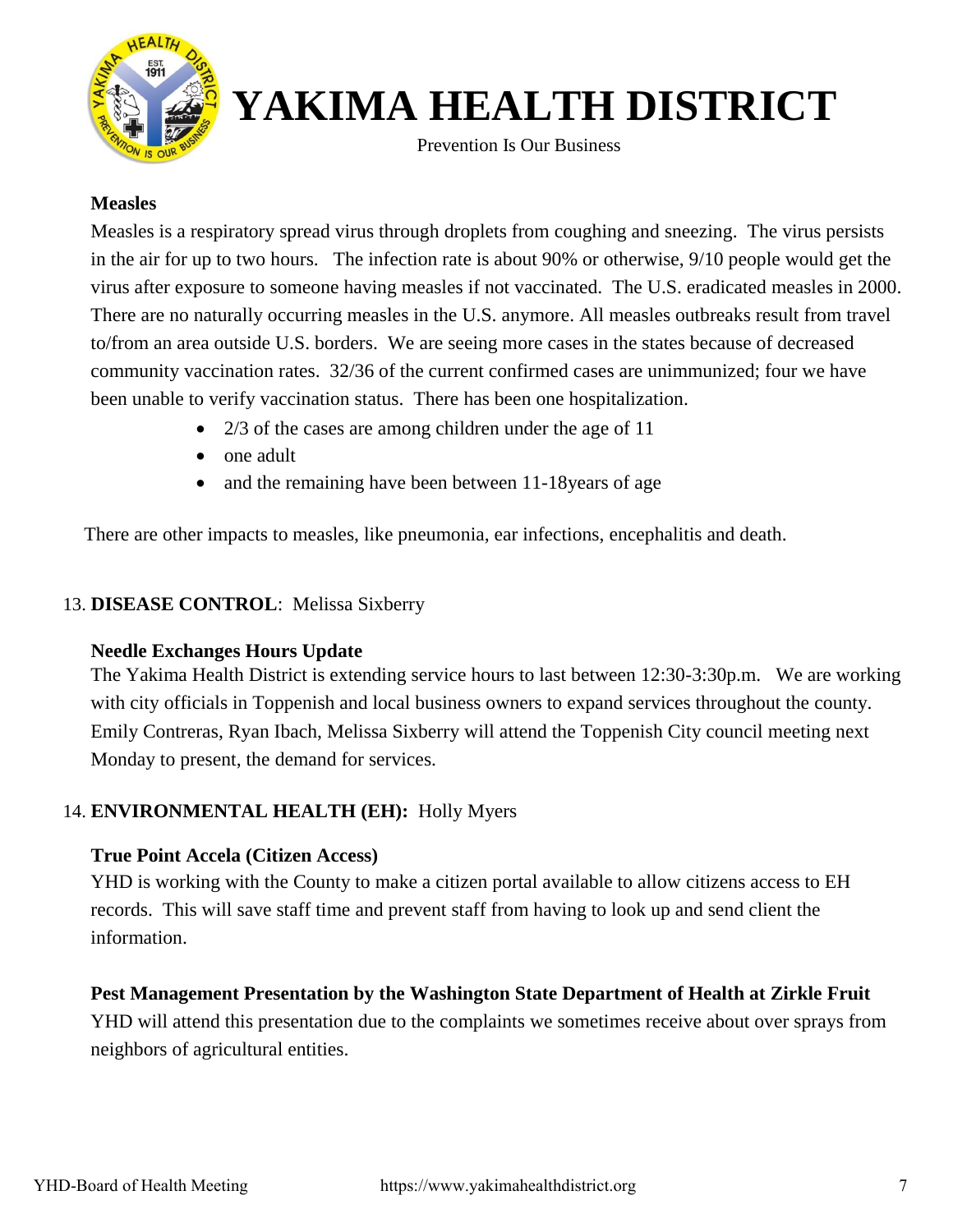**Measles**

Measles is a respiratory spread virus through droplets from coughing and sneezing. The virus persists in the air for up to two hours. The infection rate is about 90% or otherwise, 9/10 people would get the virus after exposure to someone having measles if not vaccinated. The U.S. eradicated measles in 2000. There are no naturally occurring measles in the U.S. anymore. All measles outbreaks result from travel to/from an area outside U.S. borders. We are seeing more cases in the states because of decreased community vaccination rates. 32/36 of the current confirmed cases are unimmunized; four we have been unable to verify vaccination status. There has been one hospitalization.

- 2/3 of the cases are among children under the age of 11
- one adult
- and the remaining have been between 11-18years of age

There are other impacts to measles, like pneumonia, ear infections, encephalitis and death.

13. **DISEASE CONTROL**: Melissa Sixberry

**Needle Exchanges Hours Update**

The Yakima Health District is extending service hours to last between 12:30-3:30p.m. We are working with city officials in Toppenish and local business owners to expand services throughout the county. Emily Contreras, Ryan Ibach, Melissa Sixberry will attend the Toppenish City council meeting next Monday to present, the demand for services.

14. **ENVIRONMENTAL HEALTH (EH):** Holly Myers

**True Point Accela (Citizen Access)**

YHD is working with the County to make a citizen portal available to allow citizens access to EH records. This will save staff time and prevent staff from having to look up and send client the information.

**Pest Management Presentation by the Washington State Department of Health at Zirkle Fruit**

YHD will attend this presentation due to the complaints we sometimes receive about over sprays from neighbors of agricultural entities.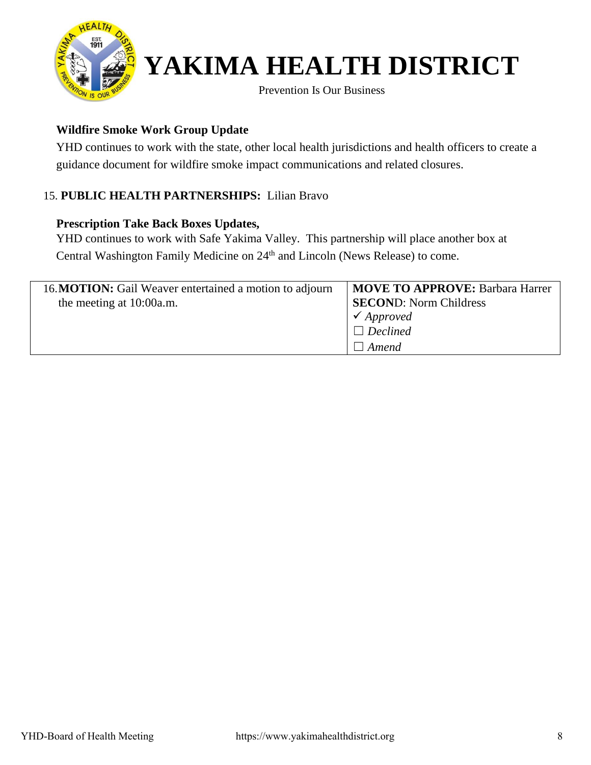**Wildfire Smoke Work Group Update**

YHD continues to work with the state, other local health jurisdictions and health officers to create a guidance document for wildfire smoke impact communications and related closures.

15. **PUBLIC HEALTH PARTNERSHIPS:** Lilian Bravo

**Prescription Take Back Boxes Updates,**

YHD continues to work with Safe Yakima Valley. This partnership will place another box at Central Washington Family Medicine on 24th and Lincoln (News Release) to come.

| | |
|---|---|
| 16. **MOTION:** Gail Weaver entertained a motion to adjourn the meeting at 10:00a.m. | **MOVE TO APPROVE:** Barbara Harrer<br>**SECON**D: Norm Childress<br>✓ *Approved*<br>☐ *Declined*<br>☐ *Amend* |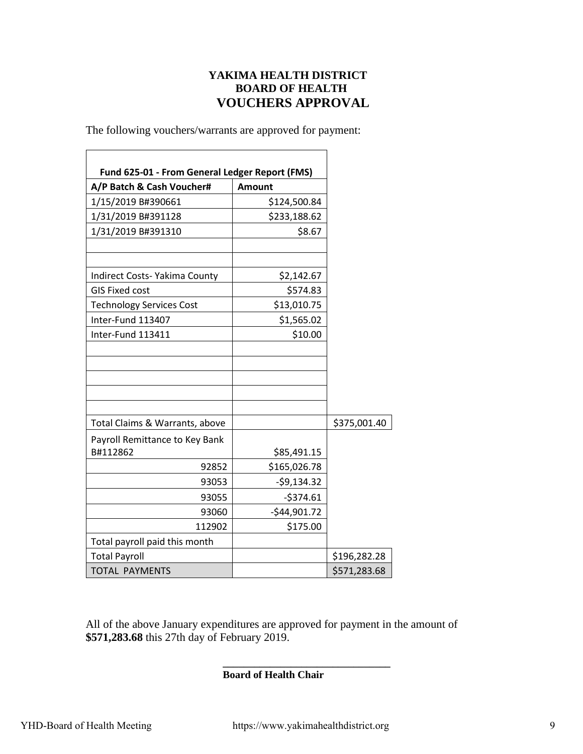**YAKIMA HEALTH DISTRICT**
**BOARD OF HEALTH**
# VOUCHERS APPROVAL

The following vouchers/warrants are approved for payment:

| Fund 625-01 - From General Ledger Report (FMS) | | |
|---|---|---|
| **A/P Batch & Cash Voucher#** | **Amount** | |
| 1/15/2019 B#390661 | $124,500.84 | |
| 1/31/2019 B#391128 | $233,188.62 | |
| 1/31/2019 B#391310 | $8.67 | |
| | | |
| | | |
| Indirect Costs- Yakima County | $2,142.67 | |
| GIS Fixed cost | $574.83 | |
| Technology Services Cost | $13,010.75 | |
| Inter-Fund 113407 | $1,565.02 | |
| Inter-Fund 113411 | $10.00 | |
| | | |
| | | |
| | | |
| | | |
| | | |
| Total Claims & Warrants, above | | $375,001.40 |
| Payroll Remittance to Key Bank B#112862 | $85,491.15 | |
| 92852 | $165,026.78 | |
| 93053 | -$9,134.32 | |
| 93055 | -$374.61 | |
| 93060 | -$44,901.72 | |
| 112902 | $175.00 | |
| Total payroll paid this month | | |
| Total Payroll | | $196,282.28 |
| TOTAL PAYMENTS | | $571,283.68 |

All of the above January expenditures are approved for payment in the amount of **$571,283.68** this 27th day of February 2019.

\_\_\_\_\_\_\_\_\_\_\_\_\_\_\_\_\_\_\_\_\_\_\_\_\_\_\_\_\_\_\_\_

**Board of Health Chair**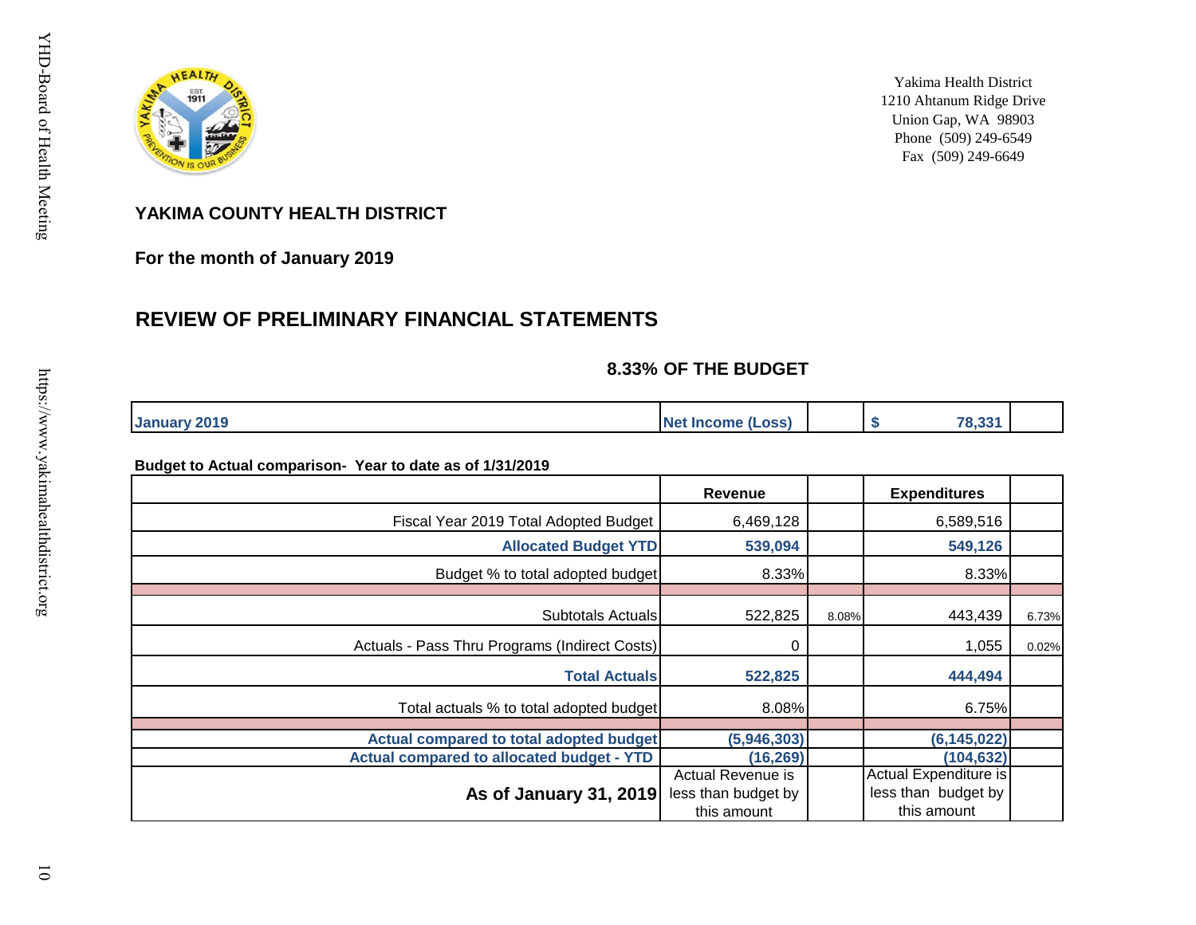Yakima Health District
1210 Ahtanum Ridge Drive
Union Gap, WA 98903
Phone (509) 249-6549
Fax (509) 249-6649

## YAKIMA COUNTY HEALTH DISTRICT

**For the month of January 2019**

## REVIEW OF PRELIMINARY FINANCIAL STATEMENTS

**8.33% OF THE BUDGET**

| January 2019 | Net Income (Loss) | | $ 78,331 | |
|---|---|---|---|---|

**Budget to Actual comparison- Year to date as of 1/31/2019**

| | Revenue | | Expenditures | |
|---|---|---|---|---|
| Fiscal Year 2019 Total Adopted Budget | 6,469,128 | | 6,589,516 | |
| **Allocated Budget YTD** | **539,094** | | **549,126** | |
| Budget % to total adopted budget | 8.33% | | 8.33% | |
| | | | | |
| Subtotals Actuals | 522,825 | 8.08% | 443,439 | 6.73% |
| Actuals - Pass Thru Programs (Indirect Costs) | 0 | | 1,055 | 0.02% |
| **Total Actuals** | **522,825** | | **444,494** | |
| Total actuals % to total adopted budget | 8.08% | | 6.75% | |
| | | | | |
| **Actual compared to total adopted budget** | **(5,946,303)** | | **(6,145,022)** | |
| **Actual compared to allocated budget - YTD** | **(16,269)** | | **(104,632)** | |
| **As of January 31, 2019** | Actual Revenue is less than budget by this amount | | Actual Expenditure is less than budget by this amount | |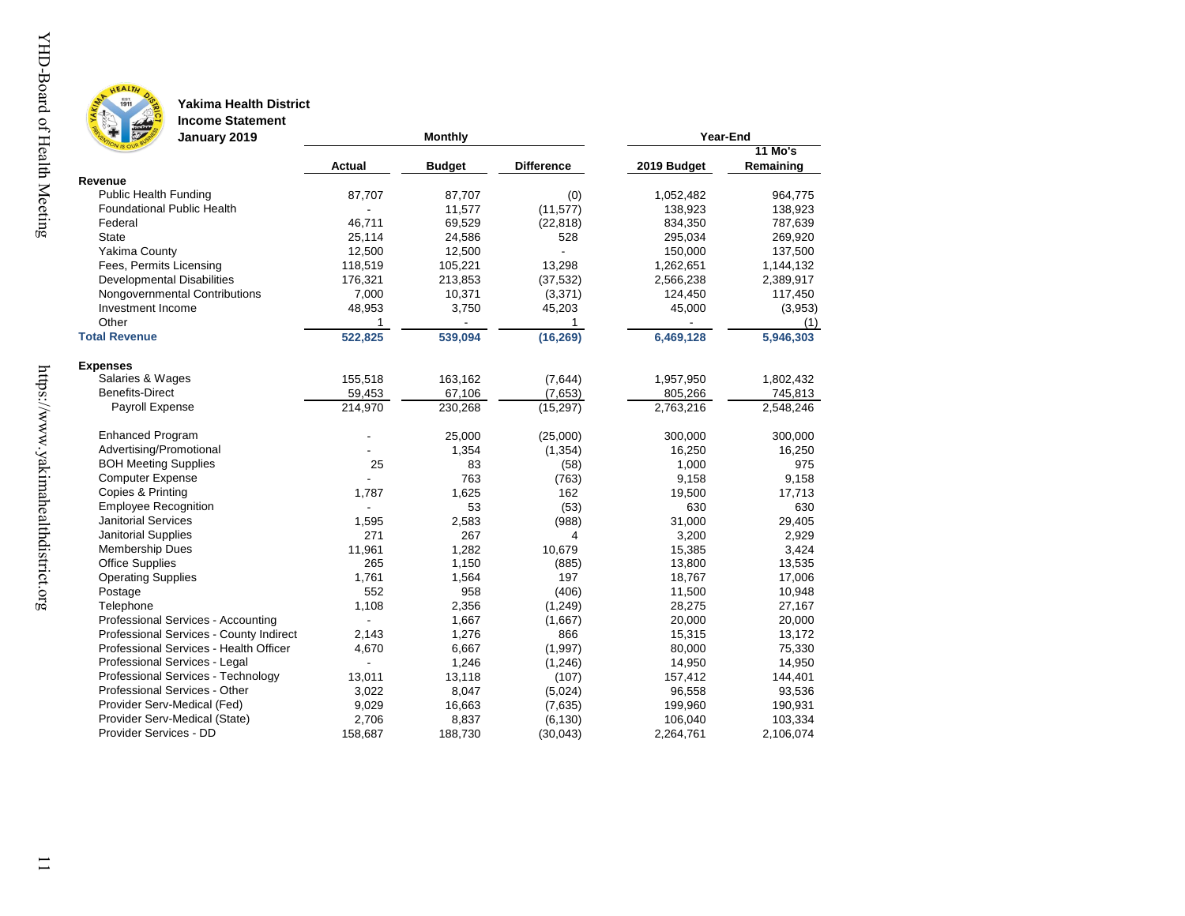**Yakima Health District**
**Income Statement**
**January 2019**

| | Monthly | | | Year-End | |
|---|---|---|---|---|---|
| | Actual | Budget | Difference | 2019 Budget | 11 Mo's Remaining |
| **Revenue** | | | | | |
| Public Health Funding | 87,707 | 87,707 | (0) | 1,052,482 | 964,775 |
| Foundational Public Health | - | 11,577 | (11,577) | 138,923 | 138,923 |
| Federal | 46,711 | 69,529 | (22,818) | 834,350 | 787,639 |
| State | 25,114 | 24,586 | 528 | 295,034 | 269,920 |
| Yakima County | 12,500 | 12,500 | - | 150,000 | 137,500 |
| Fees, Permits Licensing | 118,519 | 105,221 | 13,298 | 1,262,651 | 1,144,132 |
| Developmental Disabilities | 176,321 | 213,853 | (37,532) | 2,566,238 | 2,389,917 |
| Nongovernmental Contributions | 7,000 | 10,371 | (3,371) | 124,450 | 117,450 |
| Investment Income | 48,953 | 3,750 | 45,203 | 45,000 | (3,953) |
| Other | 1 | - | 1 | - | (1) |
| **Total Revenue** | **522,825** | **539,094** | **(16,269)** | **6,469,128** | **5,946,303** |
| | | | | | |
| **Expenses** | | | | | |
| Salaries & Wages | 155,518 | 163,162 | (7,644) | 1,957,950 | 1,802,432 |
| Benefits-Direct | 59,453 | 67,106 | (7,653) | 805,266 | 745,813 |
| Payroll Expense | 214,970 | 230,268 | (15,297) | 2,763,216 | 2,548,246 |
| | | | | | |
| Enhanced Program | - | 25,000 | (25,000) | 300,000 | 300,000 |
| Advertising/Promotional | - | 1,354 | (1,354) | 16,250 | 16,250 |
| BOH Meeting Supplies | 25 | 83 | (58) | 1,000 | 975 |
| Computer Expense | - | 763 | (763) | 9,158 | 9,158 |
| Copies & Printing | 1,787 | 1,625 | 162 | 19,500 | 17,713 |
| Employee Recognition | - | 53 | (53) | 630 | 630 |
| Janitorial Services | 1,595 | 2,583 | (988) | 31,000 | 29,405 |
| Janitorial Supplies | 271 | 267 | 4 | 3,200 | 2,929 |
| Membership Dues | 11,961 | 1,282 | 10,679 | 15,385 | 3,424 |
| Office Supplies | 265 | 1,150 | (885) | 13,800 | 13,535 |
| Operating Supplies | 1,761 | 1,564 | 197 | 18,767 | 17,006 |
| Postage | 552 | 958 | (406) | 11,500 | 10,948 |
| Telephone | 1,108 | 2,356 | (1,249) | 28,275 | 27,167 |
| Professional Services - Accounting | - | 1,667 | (1,667) | 20,000 | 20,000 |
| Professional Services - County Indirect | 2,143 | 1,276 | 866 | 15,315 | 13,172 |
| Professional Services - Health Officer | 4,670 | 6,667 | (1,997) | 80,000 | 75,330 |
| Professional Services - Legal | - | 1,246 | (1,246) | 14,950 | 14,950 |
| Professional Services - Technology | 13,011 | 13,118 | (107) | 157,412 | 144,401 |
| Professional Services - Other | 3,022 | 8,047 | (5,024) | 96,558 | 93,536 |
| Provider Serv-Medical (Fed) | 9,029 | 16,663 | (7,635) | 199,960 | 190,931 |
| Provider Serv-Medical (State) | 2,706 | 8,837 | (6,130) | 106,040 | 103,334 |
| Provider Services - DD | 158,687 | 188,730 | (30,043) | 2,264,761 | 2,106,074 |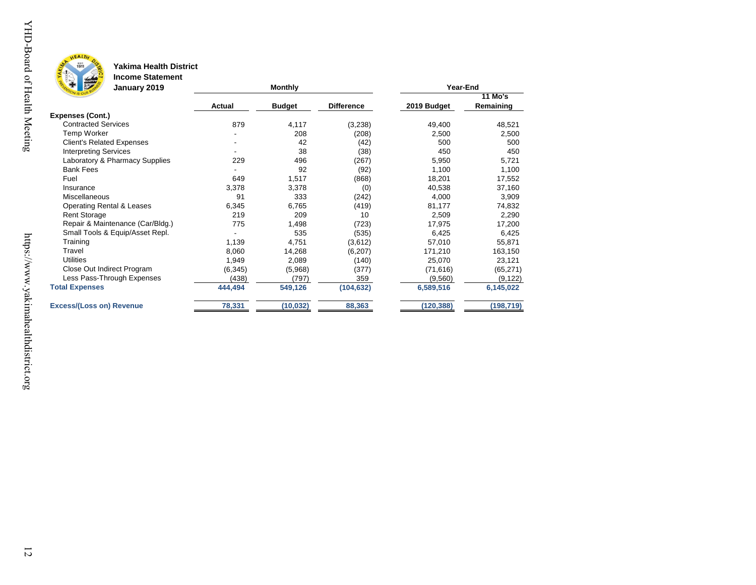**Yakima Health District**
**Income Statement**
**January 2019**

| | Monthly | | | Year-End | |
|---|---|---|---|---|---|
| | **Actual** | **Budget** | **Difference** | **2019 Budget** | **11 Mo's Remaining** |
| **Expenses (Cont.)** | | | | | |
| Contracted Services | 879 | 4,117 | (3,238) | 49,400 | 48,521 |
| Temp Worker | - | 208 | (208) | 2,500 | 2,500 |
| Client's Related Expenses | - | 42 | (42) | 500 | 500 |
| Interpreting Services | - | 38 | (38) | 450 | 450 |
| Laboratory & Pharmacy Supplies | 229 | 496 | (267) | 5,950 | 5,721 |
| Bank Fees | - | 92 | (92) | 1,100 | 1,100 |
| Fuel | 649 | 1,517 | (868) | 18,201 | 17,552 |
| Insurance | 3,378 | 3,378 | (0) | 40,538 | 37,160 |
| Miscellaneous | 91 | 333 | (242) | 4,000 | 3,909 |
| Operating Rental & Leases | 6,345 | 6,765 | (419) | 81,177 | 74,832 |
| Rent Storage | 219 | 209 | 10 | 2,509 | 2,290 |
| Repair & Maintenance (Car/Bldg.) | 775 | 1,498 | (723) | 17,975 | 17,200 |
| Small Tools & Equip/Asset Repl. | - | 535 | (535) | 6,425 | 6,425 |
| Training | 1,139 | 4,751 | (3,612) | 57,010 | 55,871 |
| Travel | 8,060 | 14,268 | (6,207) | 171,210 | 163,150 |
| Utilities | 1,949 | 2,089 | (140) | 25,070 | 23,121 |
| Close Out Indirect Program | (6,345) | (5,968) | (377) | (71,616) | (65,271) |
| Less Pass-Through Expenses | (438) | (797) | 359 | (9,560) | (9,122) |
| **Total Expenses** | **444,494** | **549,126** | **(104,632)** | **6,589,516** | **6,145,022** |
| **Excess/(Loss on) Revenue** | **78,331** | **(10,032)** | **88,363** | **(120,388)** | **(198,719)** |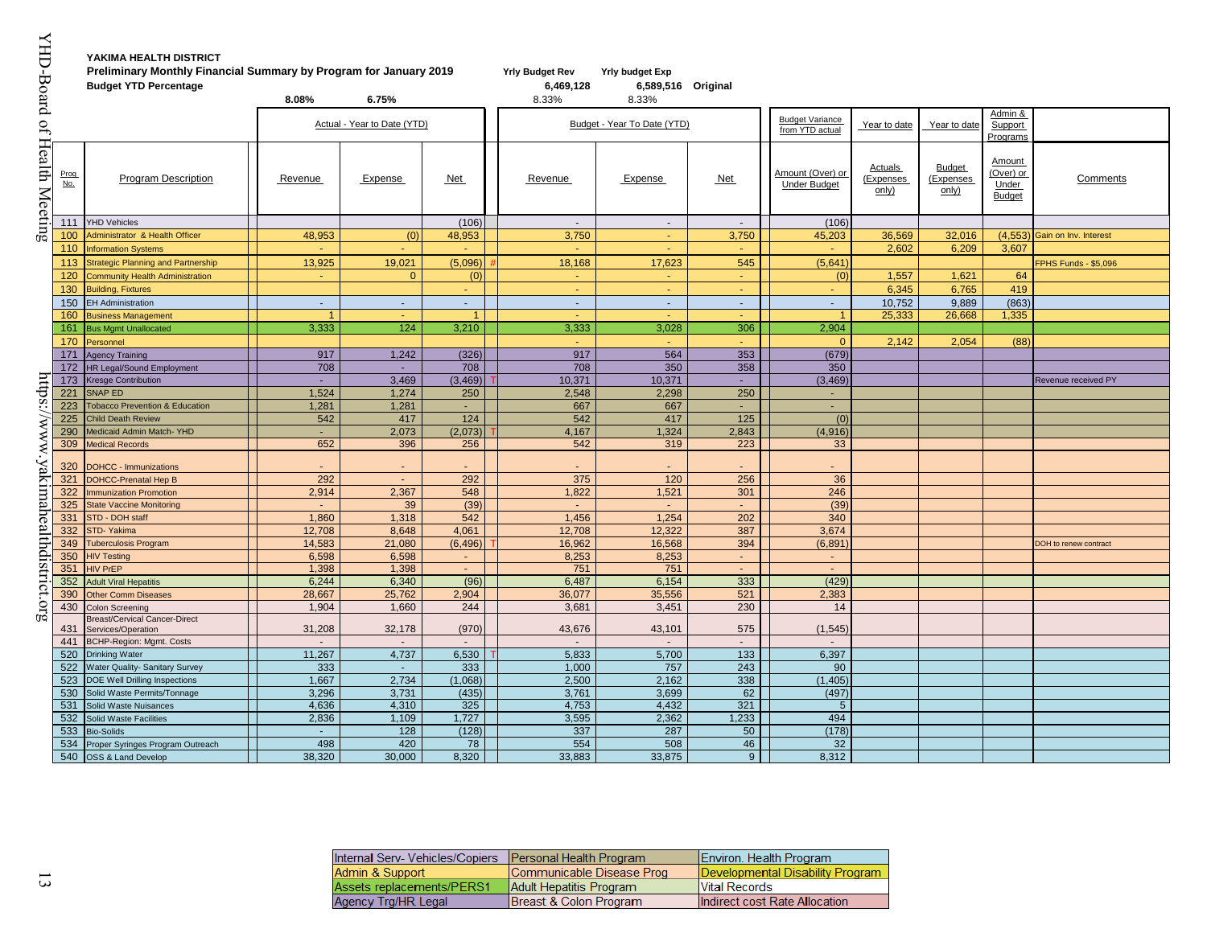**YAKIMA HEALTH DISTRICT**
**Preliminary Monthly Financial Summary by Program for January 2019**
**Budget YTD Percentage**

| | Yrly Budget Rev | Yrly budget Exp | |
|---|---|---|---|
| | 6,469,128 | 6,589,516 | Original |
| | 8.33% | 8.33% | |

Actual YTD percentages: Revenue 8.08%, Expense 6.75%

| Prog No. | Program Description | Actual - Year to Date (YTD) Revenue | Expense | Net | | Budget - Year To Date (YTD) Revenue | Expense | Net | Budget Variance from YTD actual: Amount (Over) or Under Budget | Year to date Actuals (Expenses only) | Year to date Budget (Expenses only) | Admin & Support Programs Amount (Over) or Under Budget | Comments |
|---|---|---|---|---|---|---|---|---|---|---|---|---|---|
| 111 | YHD Vehicles | | | (106) | | - | - | - | (106) | | | | |
| 100 | Administrator & Health Officer | 48,953 | (0) | 48,953 | | 3,750 | - | 3,750 | 45,203 | 36,569 | 32,016 | (4,553) | Gain on Inv. Interest |
| 110 | Information Systems | - | - | - | | - | - | - | - | 2,602 | 6,209 | 3,607 | |
| 113 | Strategic Planning and Partnership | 13,925 | 19,021 | (5,096) | # | 18,168 | 17,623 | 545 | (5,641) | | | | FPHS Funds - $5,096 |
| 120 | Community Health Administration | - | 0 | (0) | | - | - | - | (0) | 1,557 | 1,621 | 64 | |
| 130 | Building, Fixtures | | | - | | - | - | - | - | 6,345 | 6,765 | 419 | |
| 150 | EH Administration | - | - | - | | - | - | - | - | 10,752 | 9,889 | (863) | |
| 160 | Business Management | 1 | - | 1 | | - | - | - | 1 | 25,333 | 26,668 | 1,335 | |
| 161 | Bus Mgmt Unallocated | 3,333 | 124 | 3,210 | | 3,333 | 3,028 | 306 | 2,904 | | | | |
| 170 | Personnel | | | | | - | - | - | 0 | 2,142 | 2,054 | (88) | |
| 171 | Agency Training | 917 | 1,242 | (326) | | 917 | 564 | 353 | (679) | | | | |
| 172 | HR Legal/Sound Employment | 708 | - | 708 | | 708 | 350 | 358 | 350 | | | | |
| 173 | Kresge Contribution | - | 3,469 | (3,469) | T | 10,371 | 10,371 | - | (3,469) | | | | Revenue received PY |
| 221 | SNAP ED | 1,524 | 1,274 | 250 | | 2,548 | 2,298 | 250 | - | | | | |
| 223 | Tobacco Prevention & Education | 1,281 | 1,281 | - | | 667 | 667 | - | - | | | | |
| 225 | Child Death Review | 542 | 417 | 124 | | 542 | 417 | 125 | (0) | | | | |
| 290 | Medicaid Admin Match- YHD | - | 2,073 | (2,073) | T | 4,167 | 1,324 | 2,843 | (4,916) | | | | |
| 309 | Medical Records | 652 | 396 | 256 | | 542 | 319 | 223 | 33 | | | | |
| 320 | DOHCC - Immunizations | - | - | - | | - | - | - | - | | | | |
| 321 | DOHCC-Prenatal Hep B | 292 | - | 292 | | 375 | 120 | 256 | 36 | | | | |
| 322 | Immunization Promotion | 2,914 | 2,367 | 548 | | 1,822 | 1,521 | 301 | 246 | | | | |
| 325 | State Vaccine Monitoring | - | 39 | (39) | | - | - | - | (39) | | | | |
| 331 | STD - DOH staff | 1,860 | 1,318 | 542 | | 1,456 | 1,254 | 202 | 340 | | | | |
| 332 | STD- Yakima | 12,708 | 8,648 | 4,061 | | 12,708 | 12,322 | 387 | 3,674 | | | | |
| 349 | Tuberculosis Program | 14,583 | 21,080 | (6,496) | T | 16,962 | 16,568 | 394 | (6,891) | | | | DOH to renew contract |
| 350 | HIV Testing | 6,598 | 6,598 | - | | 8,253 | 8,253 | - | - | | | | |
| 351 | HIV PrEP | 1,398 | 1,398 | - | | 751 | 751 | - | - | | | | |
| 352 | Adult Viral Hepatitis | 6,244 | 6,340 | (96) | | 6,487 | 6,154 | 333 | (429) | | | | |
| 390 | Other Comm Diseases | 28,667 | 25,762 | 2,904 | | 36,077 | 35,556 | 521 | 2,383 | | | | |
| 430 | Colon Screening | 1,904 | 1,660 | 244 | | 3,681 | 3,451 | 230 | 14 | | | | |
| 431 | Breast/Cervical Cancer-Direct Services/Operation | 31,208 | 32,178 | (970) | | 43,676 | 43,101 | 575 | (1,545) | | | | |
| 441 | BCHP-Region: Mgmt. Costs | - | - | - | | - | - | - | - | | | | |
| 520 | Drinking Water | 11,267 | 4,737 | 6,530 | T | 5,833 | 5,700 | 133 | 6,397 | | | | |
| 522 | Water Quality- Sanitary Survey | 333 | - | 333 | | 1,000 | 757 | 243 | 90 | | | | |
| 523 | DOE Well Drilling Inspections | 1,667 | 2,734 | (1,068) | | 2,500 | 2,162 | 338 | (1,405) | | | | |
| 530 | Solid Waste Permits/Tonnage | 3,296 | 3,731 | (435) | | 3,761 | 3,699 | 62 | (497) | | | | |
| 531 | Solid Waste Nuisances | 4,636 | 4,310 | 325 | | 4,753 | 4,432 | 321 | 5 | | | | |
| 532 | Solid Waste Facilities | 2,836 | 1,109 | 1,727 | | 3,595 | 2,362 | 1,233 | 494 | | | | |
| 533 | Bio-Solids | - | 128 | (128) | | 337 | 287 | 50 | (178) | | | | |
| 534 | Proper Syringes Program Outreach | 498 | 420 | 78 | | 554 | 508 | 46 | 32 | | | | |
| 540 | OSS & Land Develop | 38,320 | 30,000 | 8,320 | | 33,883 | 33,875 | 9 | 8,312 | | | | |

| | | |
|---|---|---|
| Internal Serv- Vehicles/Copiers | Personal Health Program | Environ. Health Program |
| Admin & Support | Communicable Disease Prog | Developmental Disability Program |
| Assets replacements/PERS1 | Adult Hepatitis Program | Vital Records |
| Agency Trg/HR Legal | Breast & Colon Program | Indirect cost Rate Allocation |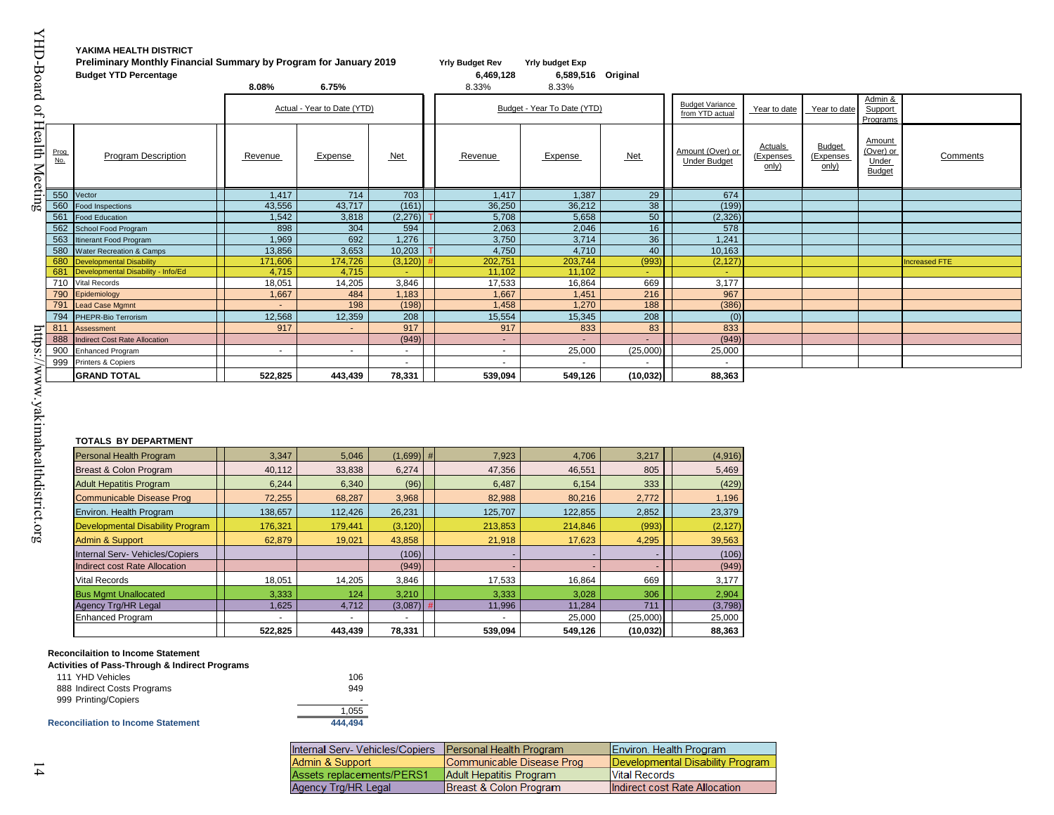**YAKIMA HEALTH DISTRICT**

**Preliminary Monthly Financial Summary by Program for January 2019**

**Budget YTD Percentage**

| | Yrly Budget Rev | Yrly budget Exp | |
|---|---|---|---|
| | 6,469,128 | 6,589,516 | Original |
| | 8.33% | 8.33% | |

| Prog No. | Program Description | Actual - Year to Date (YTD) Revenue (8.08%) | Expense (6.75%) | Net | Budget - Year To Date (YTD) Revenue | Expense | Net | Budget Variance from YTD actual: Amount (Over) or Under Budget | Year to date Actuals (Expenses only) | Year to date Budget (Expenses only) | Admin & Support Programs Amount (Over) or Under Budget | Comments |
|---|---|---|---|---|---|---|---|---|---|---|---|---|
| 550 | Vector | 1,417 | 714 | 703 | 1,417 | 1,387 | 29 | 674 | | | | |
| 560 | Food Inspections | 43,556 | 43,717 | (161) | 36,250 | 36,212 | 38 | (199) | | | | |
| 561 | Food Education | 1,542 | 3,818 | (2,276) T | 5,708 | 5,658 | 50 | (2,326) | | | | |
| 562 | School Food Program | 898 | 304 | 594 | 2,063 | 2,046 | 16 | 578 | | | | |
| 563 | Itinerant Food Program | 1,969 | 692 | 1,276 | 3,750 | 3,714 | 36 | 1,241 | | | | |
| 580 | Water Recreation & Camps | 13,856 | 3,653 | 10,203 T | 4,750 | 4,710 | 40 | 10,163 | | | | |
| 680 | Developmental Disability | 171,606 | 174,726 | (3,120) # | 202,751 | 203,744 | (993) | (2,127) | | | | Increased FTE |
| 681 | Developmental Disability - Info/Ed | 4,715 | 4,715 | - | 11,102 | 11,102 | - | - | | | | |
| 710 | Vital Records | 18,051 | 14,205 | 3,846 | 17,533 | 16,864 | 669 | 3,177 | | | | |
| 790 | Epidemiology | 1,667 | 484 | 1,183 | 1,667 | 1,451 | 216 | 967 | | | | |
| 791 | Lead Case Mgmt | - | 198 | (198) | 1,458 | 1,270 | 188 | (386) | | | | |
| 794 | PHEPR-Bio Terrorism | 12,568 | 12,359 | 208 | 15,554 | 15,345 | 208 | (0) | | | | |
| 811 | Assessment | 917 | - | 917 | 917 | 833 | 83 | 833 | | | | |
| 888 | Indirect Cost Rate Allocation | | | (949) | - | - | - | (949) | | | | |
| 900 | Enhanced Program | - | - | - | - | 25,000 | (25,000) | 25,000 | | | | |
| 999 | Printers & Copiers | | | - | - | - | - | - | | | | |
| | **GRAND TOTAL** | **522,825** | **443,439** | **78,331** | **539,094** | **549,126** | **(10,032)** | **88,363** | | | | |

**TOTALS BY DEPARTMENT**

| Department | Actual Revenue | Actual Expense | Actual Net | Budget Revenue | Budget Expense | Budget Net | Amount (Over) or Under Budget |
|---|---|---|---|---|---|---|---|
| Personal Health Program | 3,347 | 5,046 | (1,699) # | 7,923 | 4,706 | 3,217 | (4,916) |
| Breast & Colon Program | 40,112 | 33,838 | 6,274 | 47,356 | 46,551 | 805 | 5,469 |
| Adult Hepatitis Program | 6,244 | 6,340 | (96) | 6,487 | 6,154 | 333 | (429) |
| Communicable Disease Prog | 72,255 | 68,287 | 3,968 | 82,988 | 80,216 | 2,772 | 1,196 |
| Environ. Health Program | 138,657 | 112,426 | 26,231 | 125,707 | 122,855 | 2,852 | 23,379 |
| Developmental Disability Program | 176,321 | 179,441 | (3,120) | 213,853 | 214,846 | (993) | (2,127) |
| Admin & Support | 62,879 | 19,021 | 43,858 | 21,918 | 17,623 | 4,295 | 39,563 |
| Internal Serv- Vehicles/Copiers | | | (106) | - | - | - | (106) |
| Indirect cost Rate Allocation | | | (949) | - | - | - | (949) |
| Vital Records | 18,051 | 14,205 | 3,846 | 17,533 | 16,864 | 669 | 3,177 |
| Bus Mgmt Unallocated | 3,333 | 124 | 3,210 | 3,333 | 3,028 | 306 | 2,904 |
| Agency Trg/HR Legal | 1,625 | 4,712 | (3,087) # | 11,996 | 11,284 | 711 | (3,798) |
| Enhanced Program | - | - | - | - | 25,000 | (25,000) | 25,000 |
| | **522,825** | **443,439** | **78,331** | **539,094** | **549,126** | **(10,032)** | **88,363** |

**Reconcilaition to Income Statement**

**Activities of Pass-Through & Indirect Programs**

| | |
|---|---|
| 111 YHD Vehicles | 106 |
| 888 Indirect Costs Programs | 949 |
| 999 Printing/Copiers | - |
| | 1,055 |
| **Reconciliation to Income Statement** | **444,494** |

| | | |
|---|---|---|
| Internal Serv- Vehicles/Copiers | Personal Health Program | Environ. Health Program |
| Admin & Support | Communicable Disease Prog | Developmental Disability Program |
| Assets replacements/PERS1 | Adult Hepatitis Program | Vital Records |
| Agency Trg/HR Legal | Breast & Colon Program | Indirect cost Rate Allocation |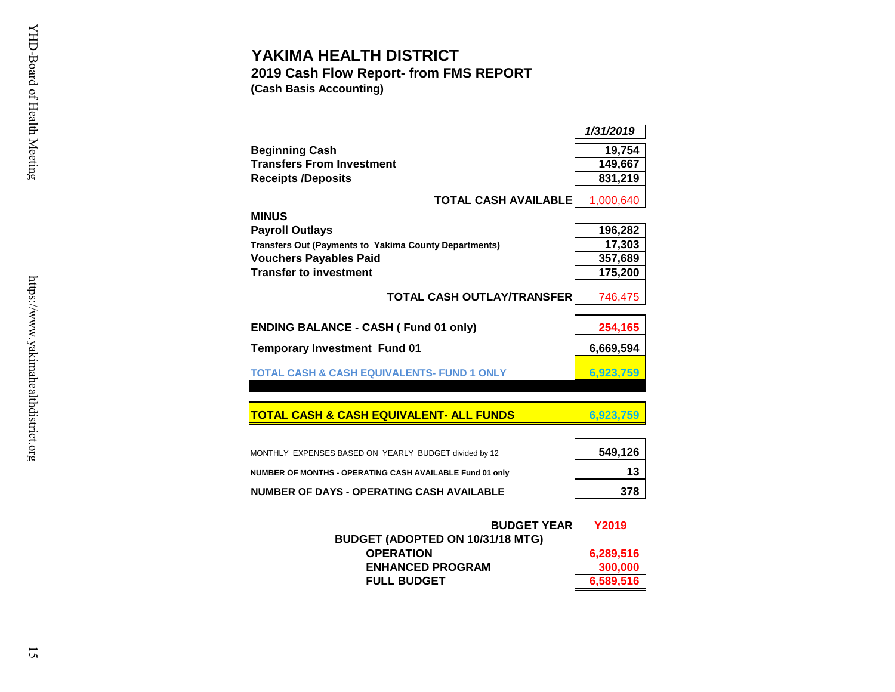# YAKIMA HEALTH DISTRICT

## 2019 Cash Flow Report- from FMS REPORT

**(Cash Basis Accounting)**

| | 1/31/2019 |
|---|---|
| **Beginning Cash** | 19,754 |
| **Transfers From Investment** | 149,667 |
| **Receipts /Deposits** | 831,219 |
| **TOTAL CASH AVAILABLE** | 1,000,640 |
| **MINUS** | |
| **Payroll Outlays** | 196,282 |
| **Transfers Out (Payments to Yakima County Departments)** | 17,303 |
| **Vouchers Payables Paid** | 357,689 |
| **Transfer to investment** | 175,200 |
| **TOTAL CASH OUTLAY/TRANSFER** | 746,475 |
| **ENDING BALANCE - CASH ( Fund 01 only)** | 254,165 |
| **Temporary Investment Fund 01** | 6,669,594 |
| **TOTAL CASH & CASH EQUIVALENTS- FUND 1 ONLY** | 6,923,759 |
| **TOTAL CASH & CASH EQUIVALENT- ALL FUNDS** | 6,923,759 |
| MONTHLY EXPENSES BASED ON YEARLY BUDGET divided by 12 | 549,126 |
| **NUMBER OF MONTHS - OPERATING CASH AVAILABLE Fund 01 only** | 13 |
| **NUMBER OF DAYS - OPERATING CASH AVAILABLE** | 378 |

| | |
|---|---|
| **BUDGET YEAR** | **Y2019** |
| **BUDGET (ADOPTED ON 10/31/18 MTG)** | |
| **OPERATION** | 6,289,516 |
| **ENHANCED PROGRAM** | 300,000 |
| **FULL BUDGET** | 6,589,516 |